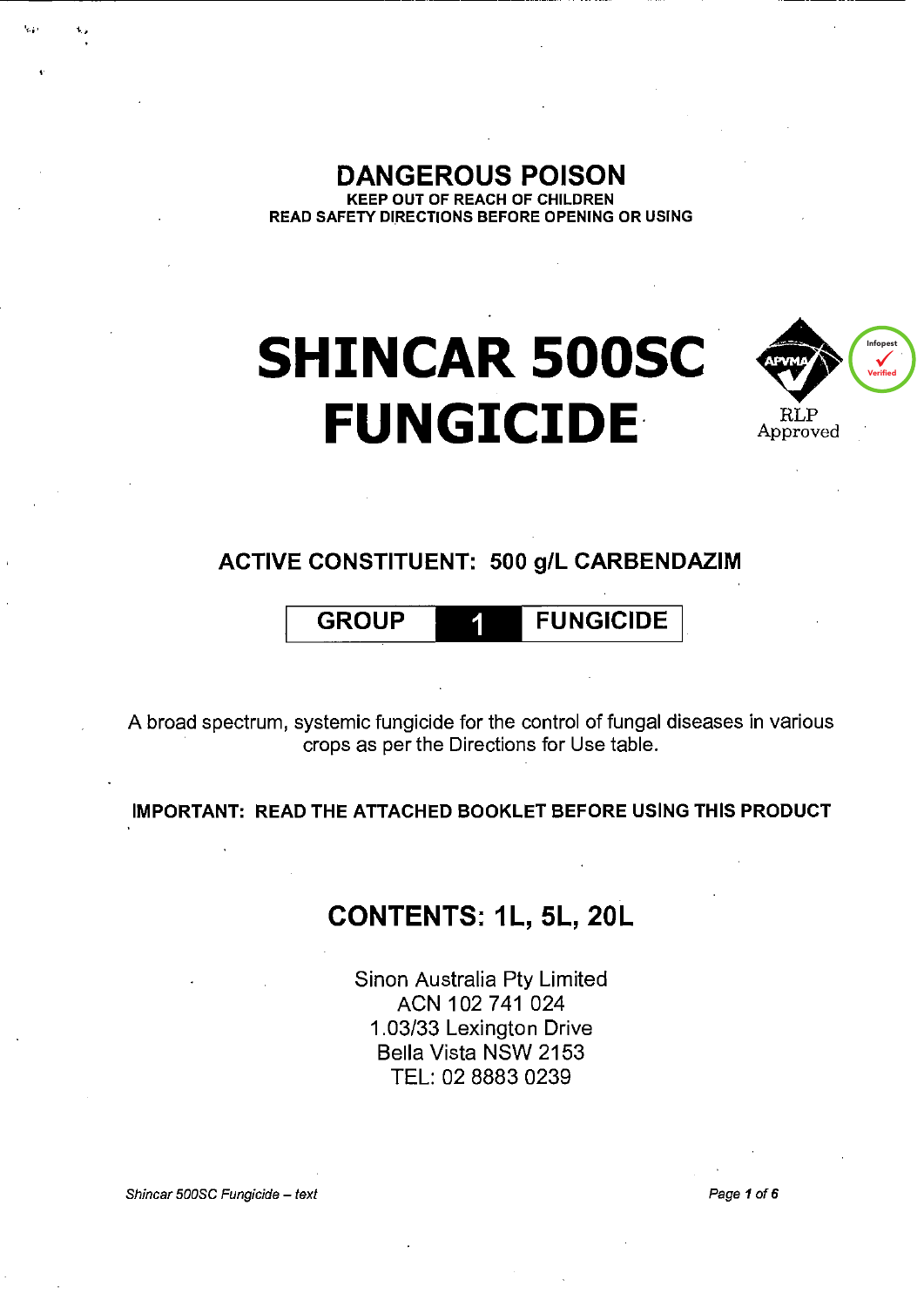# DANGEROUS POISON

**KEEP OUT OF REACH OF CHILDREN**

**READ SAFETY DIRECTIONS BEFORE OPENING OR USING**

# SHINCAR 500SC FUNGICIDE

RLP Approved

Infopest Verified

## ACTIVE CONSTITUENT: 500 g/L CARBENDAZIM

| GROUP | 1 | FUNGICIDE |
|---|---|---|

A broad spectrum, systemic fungicide for the control of fungal diseases in various crops as per the Directions for Use table.

**IMPORTANT: READ THE ATTACHED BOOKLET BEFORE USING THIS PRODUCT**

## CONTENTS: 1L, 5L, 20L

Sinon Australia Pty Limited
ACN 102 741 024
1.03/33 Lexington Drive
Bella Vista NSW 2153
TEL: 02 8883 0239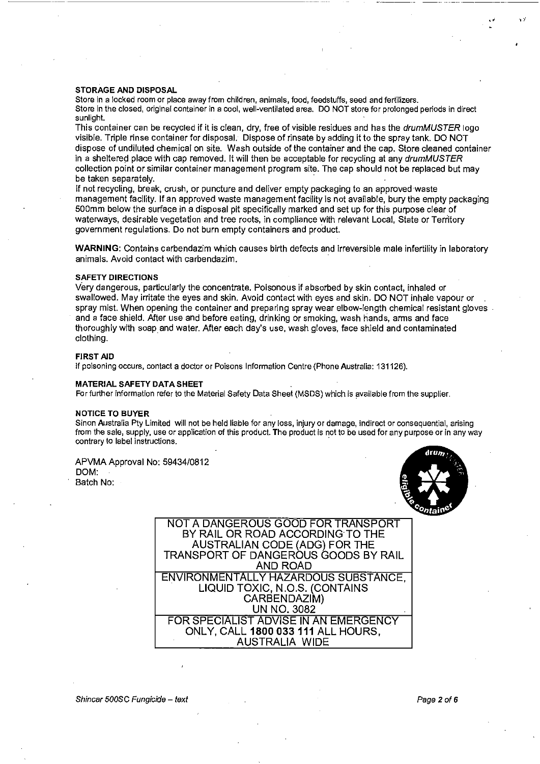### STORAGE AND DISPOSAL

Store in a locked room or place away from children, animals, food, feedstuffs, seed and fertilizers.
Store in the closed, original container in a cool, well-ventilated area. DO NOT store for prolonged periods in direct sunlight.

This container can be recycled if it is clean, dry, free of visible residues and has the *drumMUSTER* logo visible. Triple rinse container for disposal. Dispose of rinsate by adding it to the spray tank. DO NOT dispose of undiluted chemical on site. Wash outside of the container and the cap. Store cleaned container in a sheltered place with cap removed. It will then be acceptable for recycling at any *drumMUSTER* collection point or similar container management program site. The cap should not be replaced but may be taken separately.

If not recycling, break, crush, or puncture and deliver empty packaging to an approved waste management facility. If an approved waste management facility is not available, bury the empty packaging 500mm below the surface in a disposal pit specifically marked and set up for this purpose clear of waterways, desirable vegetation and tree roots, in compliance with relevant Local, State or Territory government regulations. Do not burn empty containers and product.

**WARNING**: Contains carbendazim which causes birth defects and irreversible male infertility in laboratory animals. Avoid contact with carbendazim.

### SAFETY DIRECTIONS

Very dangerous, particularly the concentrate. Poisonous if absorbed by skin contact, inhaled or swallowed. May irritate the eyes and skin. Avoid contact with eyes and skin. DO NOT inhale vapour or spray mist. When opening the container and preparing spray wear elbow-length chemical resistant gloves and a face shield. After use and before eating, drinking or smoking, wash hands, arms and face thoroughly with soap and water. After each day's use, wash gloves, face shield and contaminated clothing.

### FIRST AID

If poisoning occurs, contact a doctor or Poisons Information Centre (Phone Australia: 131126).

### MATERIAL SAFETY DATA SHEET

For further information refer to the Material Safety Data Sheet (MSDS) which is available from the supplier.

### NOTICE TO BUYER

Sinon Australia Pty Limited will not be held liable for any loss, injury or damage, indirect or consequential, arising from the sale, supply, use or application of this product. The product is not to be used for any purpose or in any way contrary to label instructions.

APVMA Approval No: 59434/0812
DOM:
Batch No:

drumMUSTER eligible container

| NOT A DANGEROUS GOOD FOR TRANSPORT BY RAIL OR ROAD ACCORDING TO THE AUSTRALIAN CODE (ADG) FOR THE TRANSPORT OF DANGEROUS GOODS BY RAIL AND ROAD |
|---|
| ENVIRONMENTALLY HAZARDOUS SUBSTANCE, LIQUID TOXIC, N.O.S. (CONTAINS CARBENDAZIM) UN NO. 3082 |
| FOR SPECIALIST ADVISE IN AN EMERGENCY ONLY, CALL **1800 033 111** ALL HOURS, AUSTRALIA WIDE |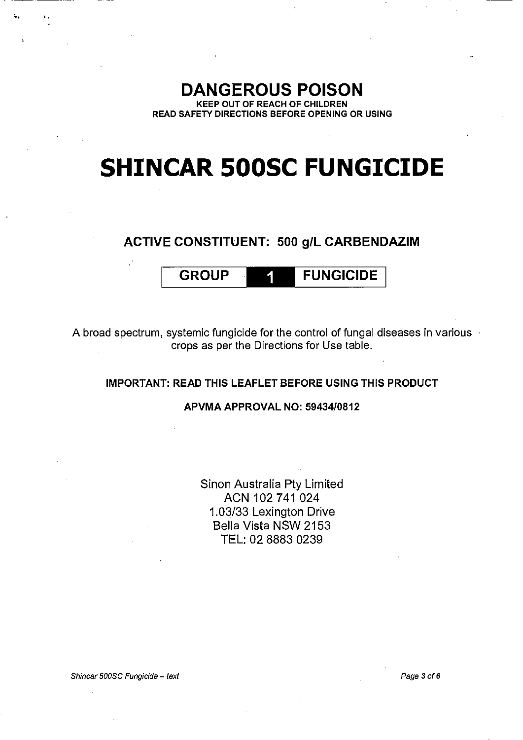# DANGEROUS POISON

**KEEP OUT OF REACH OF CHILDREN**
**READ SAFETY DIRECTIONS BEFORE OPENING OR USING**

# SHINCAR 500SC FUNGICIDE

## ACTIVE CONSTITUENT: 500 g/L CARBENDAZIM

| GROUP | 1 | FUNGICIDE |
|---|---|---|

A broad spectrum, systemic fungicide for the control of fungal diseases in various crops as per the Directions for Use table.

**IMPORTANT: READ THIS LEAFLET BEFORE USING THIS PRODUCT**

**APVMA APPROVAL NO: 59434/0812**

Sinon Australia Pty Limited
ACN 102 741 024
1.03/33 Lexington Drive
Bella Vista NSW 2153
TEL: 02 8883 0239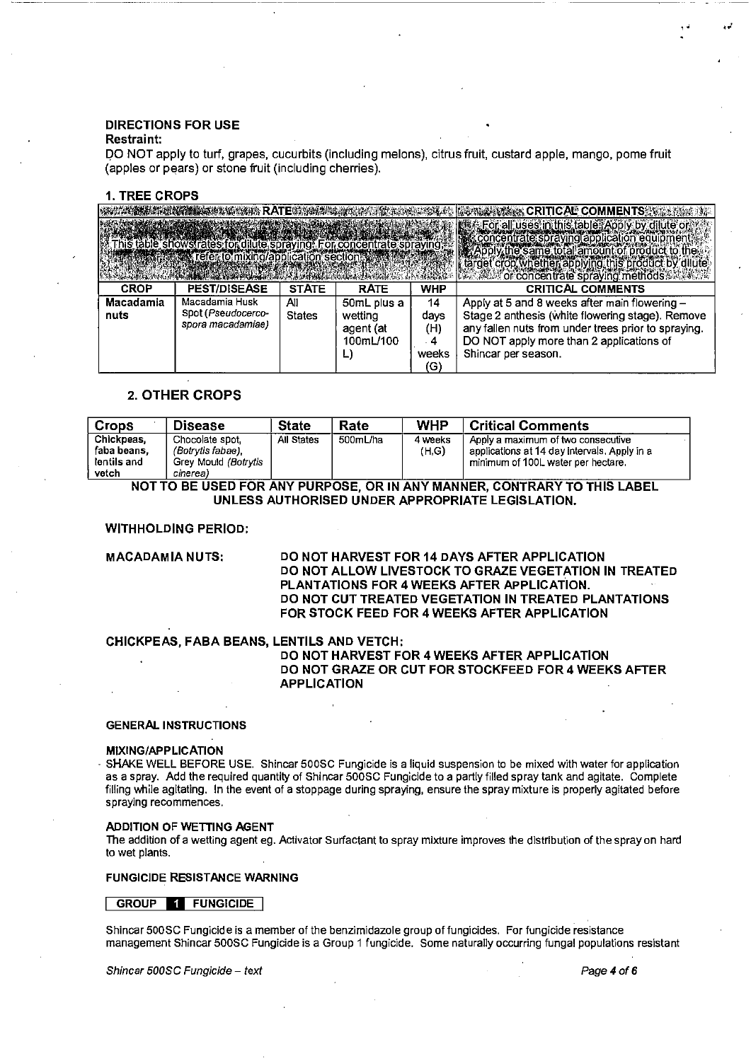**DIRECTIONS FOR USE**

**Restraint:**

DO NOT apply to turf, grapes, cucurbits (including melons), citrus fruit, custard apple, mango, pome fruit (apples or pears) or stone fruit (including cherries).

### 1. TREE CROPS

| RATE | | | | | CRITICAL COMMENTS |
|---|---|---|---|---|---|
| This table shows rates for dilute spraying. For concentrate spraying, refer to mixing/application section | | | | | For all uses in this table: Apply by dilute or concentrate spraying application equipment. Apply the same total amount of product to the target crop whether applying this product by dilute or concentrate spraying methods |
| **CROP** | **PEST/DISEASE** | **STATE** | **RATE** | **WHP** | **CRITICAL COMMENTS** |
| **Macadamia nuts** | Macadamia Husk Spot (*Pseudocercospora macadamiae*) | All States | 50mL plus a wetting agent (at 100mL/100 L) | 14 days (H) 4 weeks (G) | Apply at 5 and 8 weeks after main flowering – Stage 2 anthesis (white flowering stage). Remove any fallen nuts from under trees prior to spraying. DO NOT apply more than 2 applications of Shincar per season. |

### 2. OTHER CROPS

| Crops | Disease | State | Rate | WHP | Critical Comments |
|---|---|---|---|---|---|
| Chickpeas, faba beans, lentils and vetch | Chocolate spot, (*Botrytis fabae*), Grey Mould (*Botrytis cinerea*) | All States | 500mL/ha | 4 weeks (H,G) | Apply a maximum of two consecutive applications at 14 day intervals. Apply in a minimum of 100L water per hectare. |

**NOT TO BE USED FOR ANY PURPOSE, OR IN ANY MANNER, CONTRARY TO THIS LABEL UNLESS AUTHORISED UNDER APPROPRIATE LEGISLATION.**

**WITHHOLDING PERIOD:**

**MACADAMIA NUTS:**
**DO NOT HARVEST FOR 14 DAYS AFTER APPLICATION**
**DO NOT ALLOW LIVESTOCK TO GRAZE VEGETATION IN TREATED PLANTATIONS FOR 4 WEEKS AFTER APPLICATION.**
**DO NOT CUT TREATED VEGETATION IN TREATED PLANTATIONS FOR STOCK FEED FOR 4 WEEKS AFTER APPLICATION**

**CHICKPEAS, FABA BEANS, LENTILS AND VETCH:**
**DO NOT HARVEST FOR 4 WEEKS AFTER APPLICATION**
**DO NOT GRAZE OR CUT FOR STOCKFEED FOR 4 WEEKS AFTER APPLICATION**

**GENERAL INSTRUCTIONS**

**MIXING/APPLICATION**

SHAKE WELL BEFORE USE. Shincar 500SC Fungicide is a liquid suspension to be mixed with water for application as a spray. Add the required quantity of Shincar 500SC Fungicide to a partly filled spray tank and agitate. Complete filling while agitating. In the event of a stoppage during spraying, ensure the spray mixture is properly agitated before spraying recommences.

**ADDITION OF WETTING AGENT**

The addition of a wetting agent eg. Activator Surfactant to spray mixture improves the distribution of the spray on hard to wet plants.

**FUNGICIDE RESISTANCE WARNING**

**GROUP 1 FUNGICIDE**

Shincar 500SC Fungicide is a member of the benzimidazole group of fungicides. For fungicide resistance management Shincar 500SC Fungicide is a Group 1 fungicide. Some naturally occurring fungal populations resistant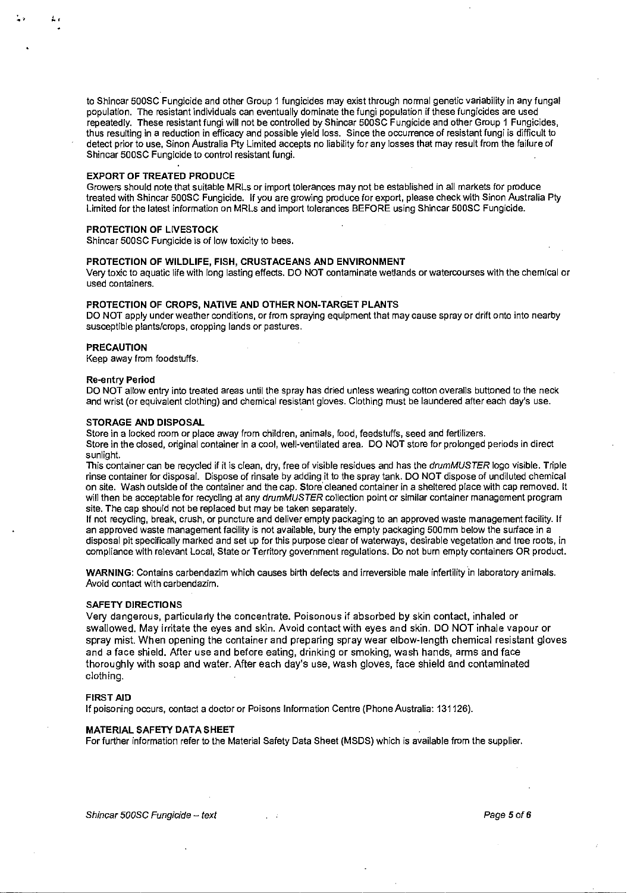to Shincar 500SC Fungicide and other Group 1 fungicides may exist through normal genetic variability in any fungal population. The resistant individuals can eventually dominate the fungi population if these fungicides are used repeatedly. These resistant fungi will not be controlled by Shincar 500SC Fungicide and other Group 1 Fungicides, thus resulting in a reduction in efficacy and possible yield loss. Since the occurrence of resistant fungi is difficult to detect prior to use, Sinon Australia Pty Limited accepts no liability for any losses that may result from the failure of Shincar 500SC Fungicide to control resistant fungi.

**EXPORT OF TREATED PRODUCE**

Growers should note that suitable MRLs or import tolerances may not be established in all markets for produce treated with Shincar 500SC Fungicide. If you are growing produce for export, please check with Sinon Australia Pty Limited for the latest information on MRLs and import tolerances BEFORE using Shincar 500SC Fungicide.

**PROTECTION OF LIVESTOCK**

Shincar 500SC Fungicide is of low toxicity to bees.

**PROTECTION OF WILDLIFE, FISH, CRUSTACEANS AND ENVIRONMENT**

Very toxic to aquatic life with long lasting effects. DO NOT contaminate wetlands or watercourses with the chemical or used containers.

**PROTECTION OF CROPS, NATIVE AND OTHER NON-TARGET PLANTS**

DO NOT apply under weather conditions, or from spraying equipment that may cause spray or drift onto into nearby susceptible plants/crops, cropping lands or pastures.

**PRECAUTION**

Keep away from foodstuffs.

**Re-entry Period**

DO NOT allow entry into treated areas until the spray has dried unless wearing cotton overalls buttoned to the neck and wrist (or equivalent clothing) and chemical resistant gloves. Clothing must be laundered after each day's use.

**STORAGE AND DISPOSAL**

Store in a locked room or place away from children, animals, food, feedstuffs, seed and fertilizers.
Store in the closed, original container in a cool, well-ventilated area. DO NOT store for prolonged periods in direct sunlight.
This container can be recycled if it is clean, dry, free of visible residues and has the *drumMUSTER* logo visible. Triple rinse container for disposal. Dispose of rinsate by adding it to the spray tank. Store cleaned container in a sheltered place with cap removed. It will then be acceptable for recycling at any *drumMUSTER* collection point or similar container management program site. The cap should not be replaced but may be taken separately.
If not recycling, break, crush, or puncture and deliver empty packaging to an approved waste management facility. If an approved waste management facility is not available, bury the empty packaging 500mm below the surface in a disposal pit specifically marked and set up for this purpose clear of waterways, desirable vegetation and tree roots, in compliance with relevant Local, State or Territory government regulations. Do not burn empty containers OR product.

**WARNING:** Contains carbendazim which causes birth defects and irreversible male infertility in laboratory animals. Avoid contact with carbendazim.

**SAFETY DIRECTIONS**

Very dangerous, particularly the concentrate. Poisonous if absorbed by skin contact, inhaled or swallowed. May irritate the eyes and skin. Avoid contact with eyes and skin. DO NOT inhale vapour or spray mist. When opening the container and preparing spray wear elbow-length chemical resistant gloves and a face shield. After use and before eating, drinking or smoking, wash hands, arms and face thoroughly with soap and water. After each day's use, wash gloves, face shield and contaminated clothing.

**FIRST AID**

If poisoning occurs, contact a doctor or Poisons Information Centre (Phone Australia: 131126).

**MATERIAL SAFETY DATA SHEET**

For further information refer to the Material Safety Data Sheet (MSDS) which is available from the supplier.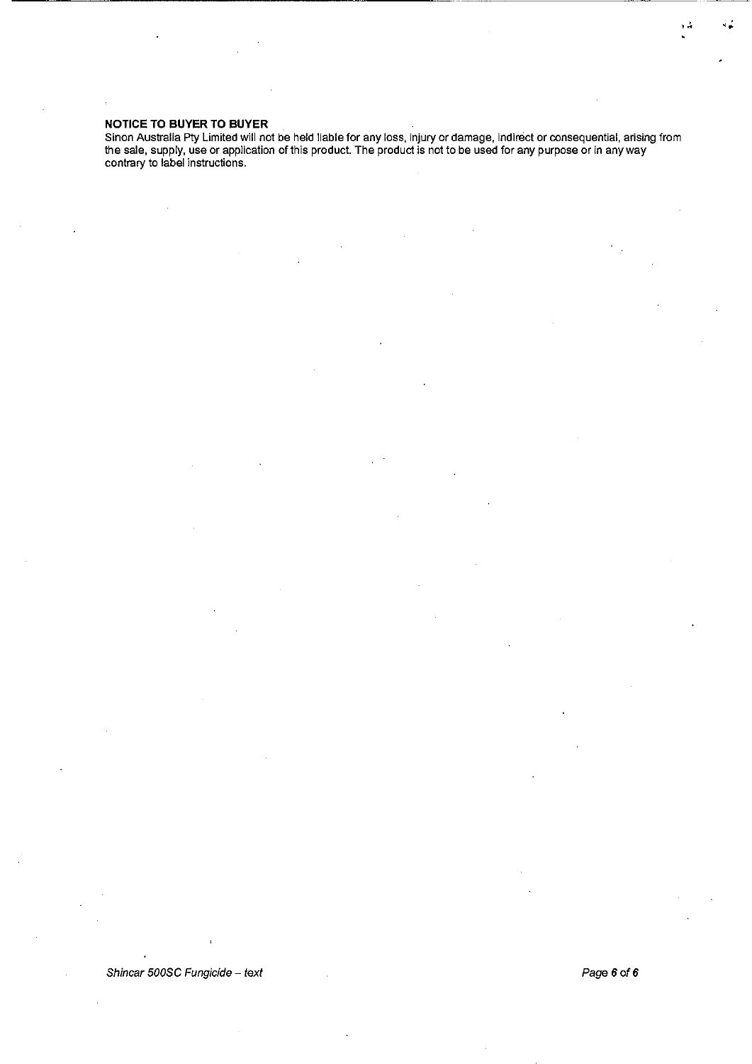**NOTICE TO BUYER TO BUYER**

Sinon Australia Pty Limited will not be held liable for any loss, injury or damage, indirect or consequential, arising from the sale, supply, use or application of this product. The product is not to be used for any purpose or in any way contrary to label instructions.